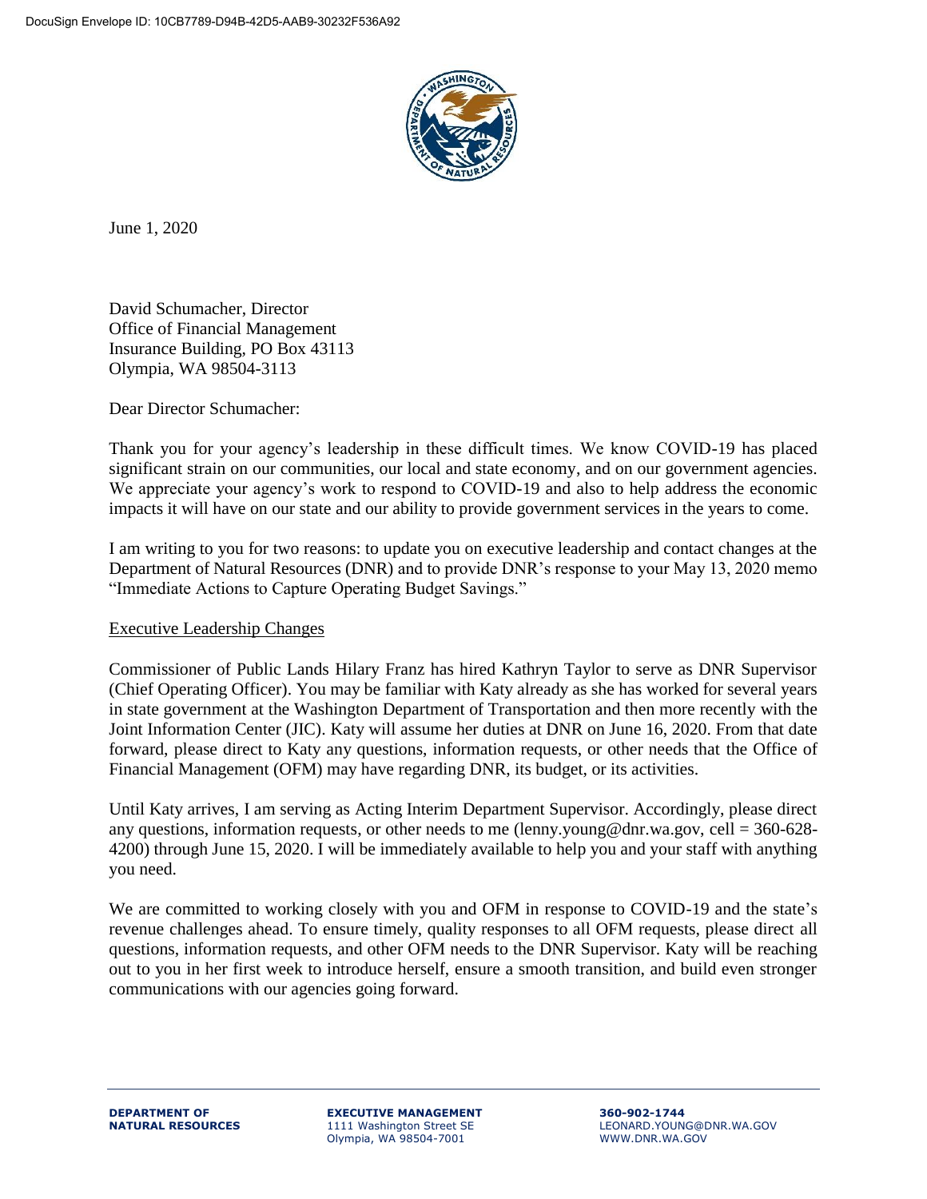June 1, 2020

David Schumacher, Director
Office of Financial Management
Insurance Building, PO Box 43113
Olympia, WA 98504-3113

Dear Director Schumacher:

Thank you for your agency's leadership in these difficult times. We know COVID-19 has placed significant strain on our communities, our local and state economy, and on our government agencies. We appreciate your agency's work to respond to COVID-19 and also to help address the economic impacts it will have on our state and our ability to provide government services in the years to come.

I am writing to you for two reasons: to update you on executive leadership and contact changes at the Department of Natural Resources (DNR) and to provide DNR's response to your May 13, 2020 memo "Immediate Actions to Capture Operating Budget Savings."

Executive Leadership Changes

Commissioner of Public Lands Hilary Franz has hired Kathryn Taylor to serve as DNR Supervisor (Chief Operating Officer). You may be familiar with Katy already as she has worked for several years in state government at the Washington Department of Transportation and then more recently with the Joint Information Center (JIC). Katy will assume her duties at DNR on June 16, 2020. From that date forward, please direct to Katy any questions, information requests, or other needs that the Office of Financial Management (OFM) may have regarding DNR, its budget, or its activities.

Until Katy arrives, I am serving as Acting Interim Department Supervisor. Accordingly, please direct any questions, information requests, or other needs to me (lenny.young@dnr.wa.gov, cell = 360-628-4200) through June 15, 2020. I will be immediately available to help you and your staff with anything you need.

We are committed to working closely with you and OFM in response to COVID-19 and the state's revenue challenges ahead. To ensure timely, quality responses to all OFM requests, please direct all questions, information requests, and other OFM needs to the DNR Supervisor. Katy will be reaching out to you in her first week to introduce herself, ensure a smooth transition, and build even stronger communications with our agencies going forward.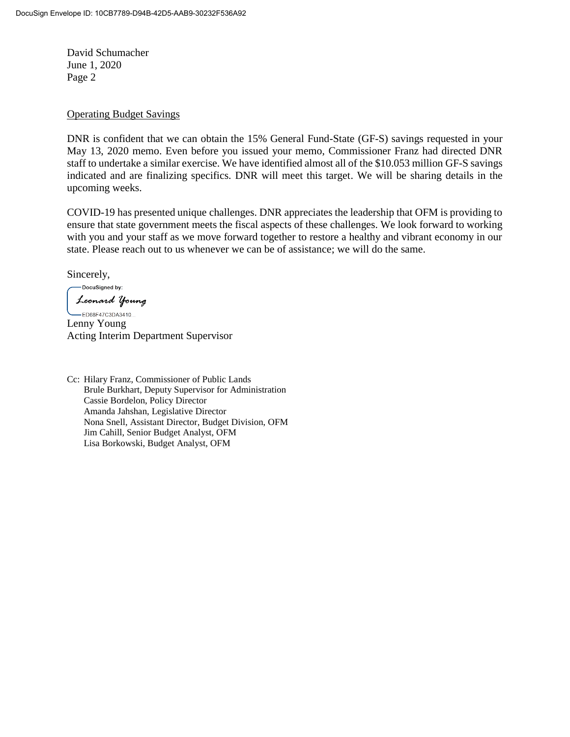## Operating Budget Savings

DNR is confident that we can obtain the 15% General Fund-State (GF-S) savings requested in your May 13, 2020 memo. Even before you issued your memo, Commissioner Franz had directed DNR staff to undertake a similar exercise. We have identified almost all of the $10.053 million GF-S savings indicated and are finalizing specifics. DNR will meet this target. We will be sharing details in the upcoming weeks.

COVID-19 has presented unique challenges. DNR appreciates the leadership that OFM is providing to ensure that state government meets the fiscal aspects of these challenges. We look forward to working with you and your staff as we move forward together to restore a healthy and vibrant economy in our state. Please reach out to us whenever we can be of assistance; we will do the same.

Sincerely,

DocuSigned by:
Leonard Young
ED68F47C3DA3410...

Lenny Young
Acting Interim Department Supervisor

Cc: Hilary Franz, Commissioner of Public Lands
Brule Burkhart, Deputy Supervisor for Administration
Cassie Bordelon, Policy Director
Amanda Jahshan, Legislative Director
Nona Snell, Assistant Director, Budget Division, OFM
Jim Cahill, Senior Budget Analyst, OFM
Lisa Borkowski, Budget Analyst, OFM